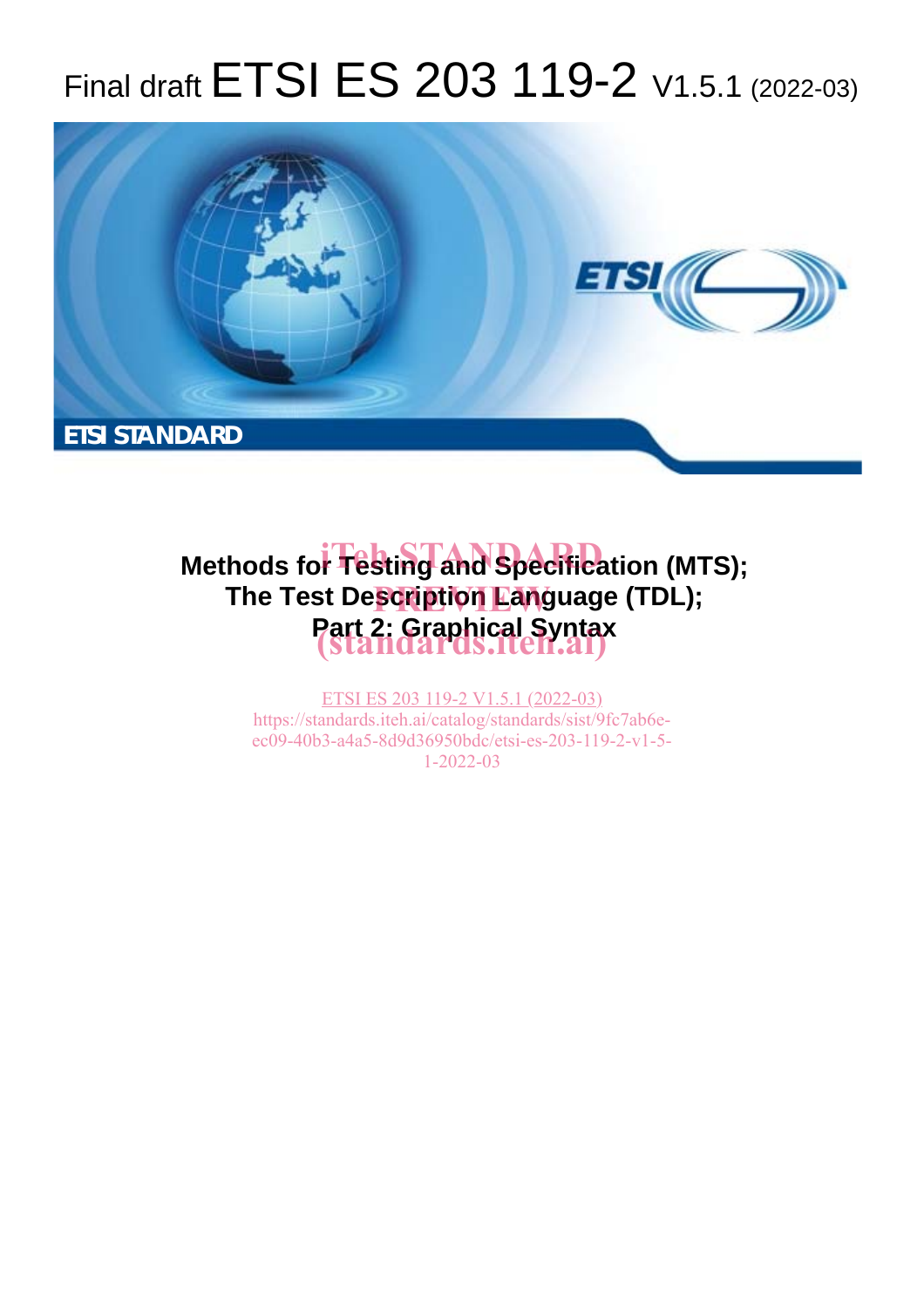# Final draft ETSI ES 203 119-2 V1.5.1 (2022-03)

ETSI STANDARD

**Methods for Testing and Specification (MTS); The Test Description Language (TDL); Part 2: Graphical Syntax**

iTeh STANDARD PREVIEW (standards.iteh.ai)

ETSI ES 203 119-2 V1.5.1 (2022-03)
https://standards.iteh.ai/catalog/standards/sist/9fc7ab6e-ec09-40b3-a4a5-8d9d36950bdc/etsi-es-203-119-2-v1-5-1-2022-03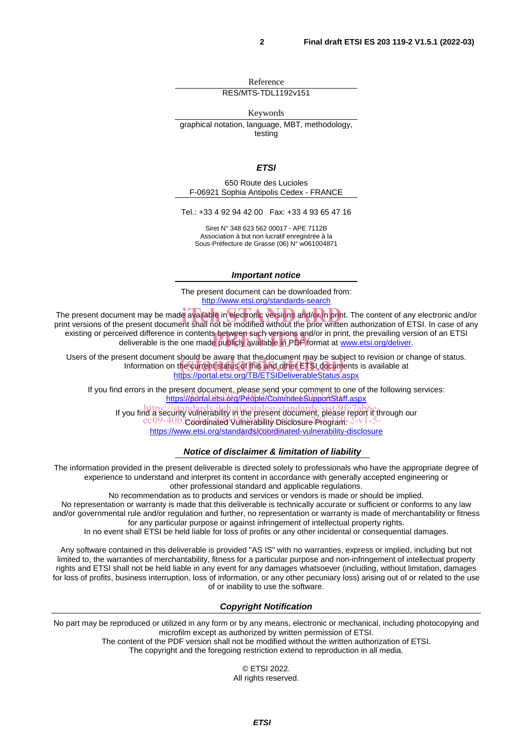Reference

RES/MTS-TDL1192v151

Keywords

graphical notation, language, MBT, methodology, testing

***ETSI***

650 Route des Lucioles
F-06921 Sophia Antipolis Cedex - FRANCE

Tel.: +33 4 92 94 42 00   Fax: +33 4 93 65 47 16

Siret N° 348 623 562 00017 - APE 7112B
Association à but non lucratif enregistrée à la
Sous-Préfecture de Grasse (06) N° w061004871

***Important notice***

The present document can be downloaded from:
http://www.etsi.org/standards-search

The present document may be made available in electronic versions and/or in print. The content of any electronic and/or print versions of the present document shall not be modified without the prior written authorization of ETSI. In case of any existing or perceived difference in contents between such versions and/or in print, the prevailing version of an ETSI deliverable is the one made publicly available in PDF format at www.etsi.org/deliver.

Users of the present document should be aware that the document may be subject to revision or change of status. Information on the current status of this and other ETSI documents is available at
https://portal.etsi.org/TB/ETSIDeliverableStatus.aspx

If you find errors in the present document, please send your comment to one of the following services:
https://portal.etsi.org/People/CommiteeSupportStaff.aspx

If you find a security vulnerability in the present document, please report it through our
Coordinated Vulnerability Disclosure Program:
https://www.etsi.org/standards/coordinated-vulnerability-disclosure

***Notice of disclaimer & limitation of liability***

The information provided in the present deliverable is directed solely to professionals who have the appropriate degree of experience to understand and interpret its content in accordance with generally accepted engineering or other professional standard and applicable regulations.
No recommendation as to products and services or vendors is made or should be implied.
No representation or warranty is made that this deliverable is technically accurate or sufficient or conforms to any law and/or governmental rule and/or regulation and further, no representation or warranty is made of merchantability or fitness for any particular purpose or against infringement of intellectual property rights.
In no event shall ETSI be held liable for loss of profits or any other incidental or consequential damages.

Any software contained in this deliverable is provided "AS IS" with no warranties, express or implied, including but not limited to, the warranties of merchantability, fitness for a particular purpose and non-infringement of intellectual property rights and ETSI shall not be held liable in any event for any damages whatsoever (including, without limitation, damages for loss of profits, business interruption, loss of information, or any other pecuniary loss) arising out of or related to the use of or inability to use the software.

***Copyright Notification***

No part may be reproduced or utilized in any form or by any means, electronic or mechanical, including photocopying and microfilm except as authorized by written permission of ETSI.
The content of the PDF version shall not be modified without the written authorization of ETSI.
The copyright and the foregoing restriction extend to reproduction in all media.

© ETSI 2022.
All rights reserved.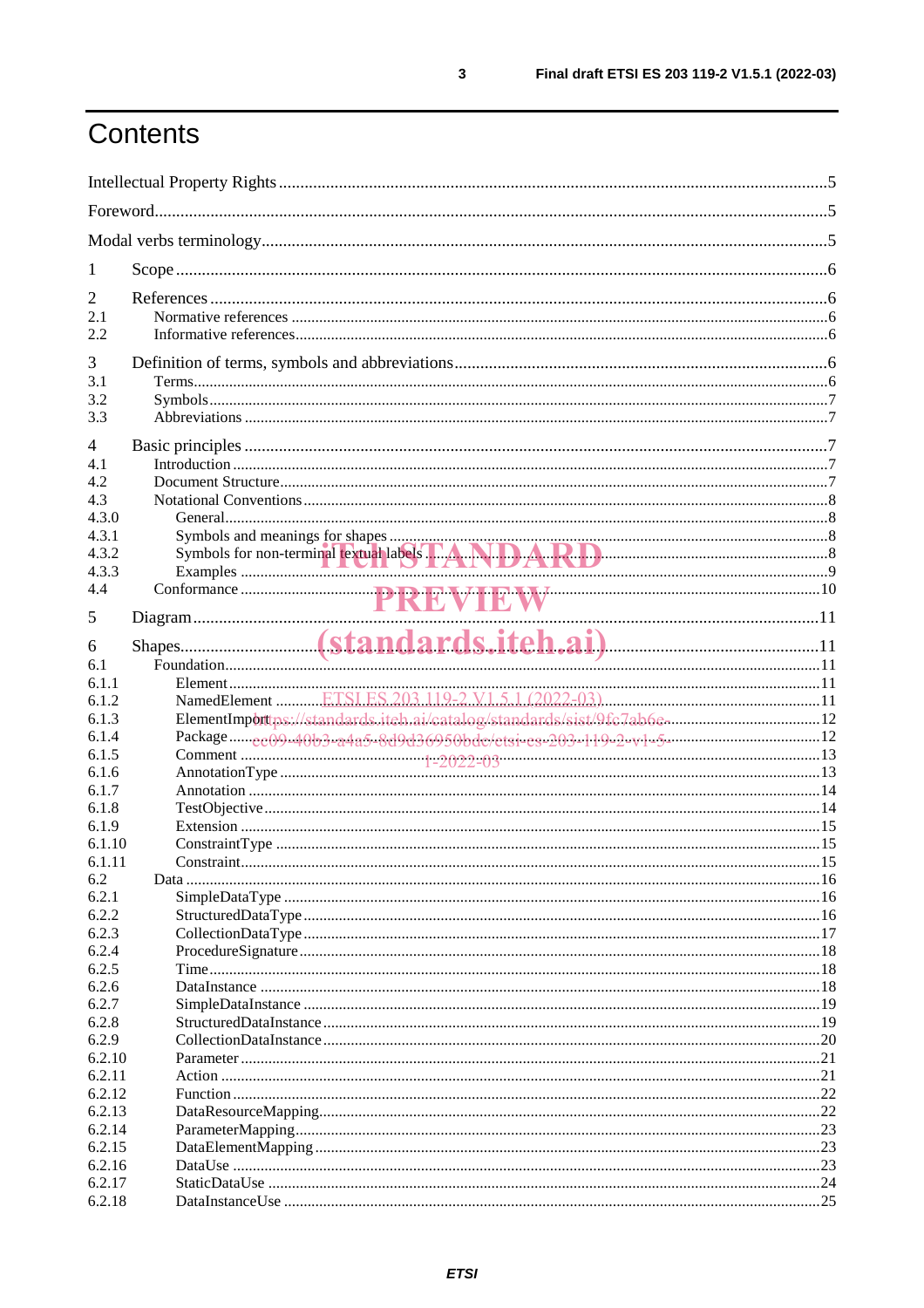# Contents

Intellectual Property Rights ........................................................................................................................5

Foreword.........................................................................................................................................................5

Modal verbs terminology...............................................................................................................................5

1 Scope ........................................................................................................................................................6

2 References ................................................................................................................................................6
2.1 Normative references ..............................................................................................................................6
2.2 Informative references.............................................................................................................................6

3 Definition of terms, symbols and abbreviations.......................................................................................6
3.1 Terms.......................................................................................................................................................6
3.2 Symbols...................................................................................................................................................7
3.3 Abbreviations ..........................................................................................................................................7

4 Basic principles ........................................................................................................................................7
4.1 Introduction .............................................................................................................................................7
4.2 Document Structure.................................................................................................................................7
4.3 Notational Conventions...........................................................................................................................8
4.3.0 General...............................................................................................................................................8
4.3.1 Symbols and meanings for shapes .....................................................................................................8
4.3.2 Symbols for non-terminal textual labels ............................................................................................8
4.3.3 Examples ...........................................................................................................................................9
4.4 Conformance .........................................................................................................................................10

5 Diagram ..................................................................................................................................................11

6 Shapes.....................................................................................................................................................11
6.1 Foundation.............................................................................................................................................11
6.1.1 Element............................................................................................................................................11
6.1.2 NamedElement ................................................................................................................................11
6.1.3 ElementImport .................................................................................................................................12
6.1.4 Package............................................................................................................................................12
6.1.5 Comment .........................................................................................................................................13
6.1.6 AnnotationType ...............................................................................................................................13
6.1.7 Annotation .......................................................................................................................................14
6.1.8 TestObjective...................................................................................................................................14
6.1.9 Extension .........................................................................................................................................15
6.1.10 ConstraintType ................................................................................................................................15
6.1.11 Constraint.........................................................................................................................................15
6.2 Data .......................................................................................................................................................16
6.2.1 SimpleDataType ..............................................................................................................................16
6.2.2 StructuredDataType .........................................................................................................................16
6.2.3 CollectionDataType .........................................................................................................................17
6.2.4 ProcedureSignature..........................................................................................................................18
6.2.5 Time.................................................................................................................................................18
6.2.6 DataInstance ....................................................................................................................................18
6.2.7 SimpleDataInstance .........................................................................................................................19
6.2.8 StructuredDataInstance....................................................................................................................19
6.2.9 CollectionDataInstance....................................................................................................................20
6.2.10 Parameter .........................................................................................................................................21
6.2.11 Action ..............................................................................................................................................21
6.2.12 Function ...........................................................................................................................................22
6.2.13 DataResourceMapping.....................................................................................................................22
6.2.14 ParameterMapping...........................................................................................................................23
6.2.15 DataElementMapping ......................................................................................................................23
6.2.16 DataUse ...........................................................................................................................................23
6.2.17 StaticDataUse ..................................................................................................................................24
6.2.18 DataInstanceUse ..............................................................................................................................25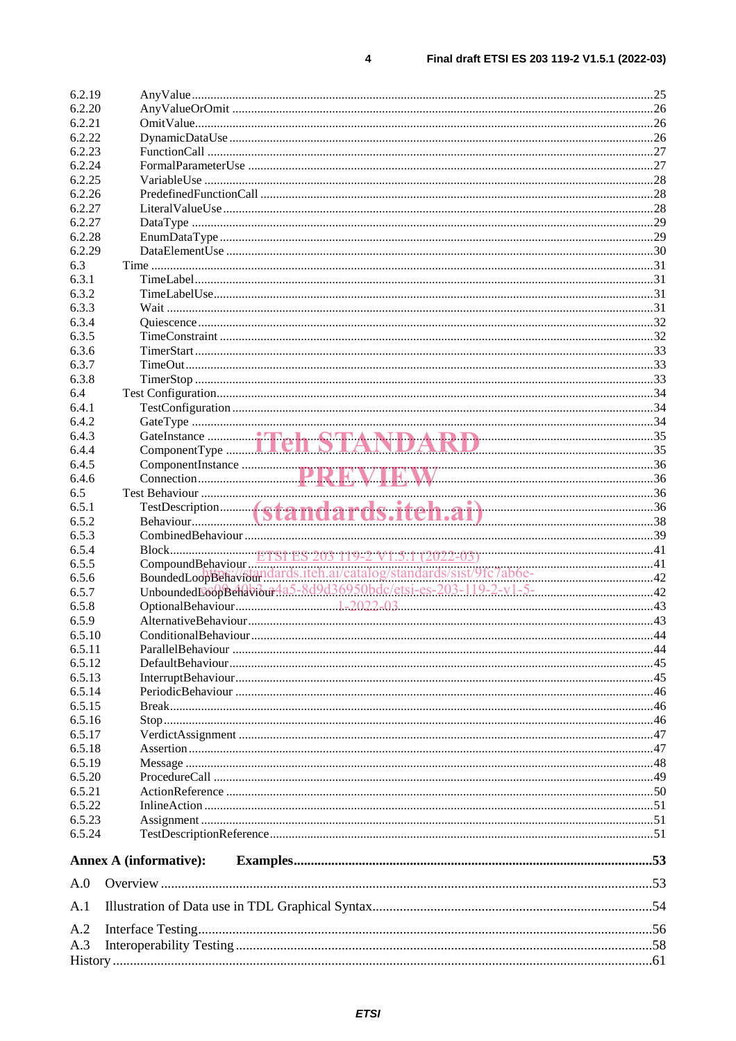6.2.19 AnyValue ........................................................................................................................................25
6.2.20 AnyValueOrOmit ..............................................................................................................................26
6.2.21 OmitValue.........................................................................................................................................26
6.2.22 DynamicDataUse ..............................................................................................................................26
6.2.23 FunctionCall .....................................................................................................................................27
6.2.24 FormalParameterUse ........................................................................................................................27
6.2.25 VariableUse ......................................................................................................................................28
6.2.26 PredefinedFunctionCall ....................................................................................................................28
6.2.27 LiteralValueUse ................................................................................................................................28
6.2.27 DataType ..........................................................................................................................................29
6.2.28 EnumDataType .................................................................................................................................29
6.2.29 DataElementUse ...............................................................................................................................30
6.3 Time .....................................................................................................................................................31
6.3.1 TimeLabel.........................................................................................................................................31
6.3.2 TimeLabelUse...................................................................................................................................31
6.3.3 Wait ..................................................................................................................................................31
6.3.4 Quiescence........................................................................................................................................32
6.3.5 TimeConstraint .................................................................................................................................32
6.3.6 TimerStart .........................................................................................................................................33
6.3.7 TimeOut............................................................................................................................................33
6.3.8 TimerStop .........................................................................................................................................33
6.4 Test Configuration.................................................................................................................................34
6.4.1 TestConfiguration .............................................................................................................................34
6.4.2 GateType ..........................................................................................................................................34
6.4.3 GateInstance .....................................................................................................................................35
6.4.4 ComponentType ...............................................................................................................................35
6.4.5 ComponentInstance ..........................................................................................................................36
6.4.6 Connection........................................................................................................................................36
6.5 Test Behaviour ......................................................................................................................................36
6.5.1 TestDescription.................................................................................................................................36
6.5.2 Behaviour..........................................................................................................................................38
6.5.3 CombinedBehaviour .........................................................................................................................39
6.5.4 Block.................................................................................................................................................41
6.5.5 CompoundBehaviour ........................................................................................................................41
6.5.6 BoundedLoopBehaviour ...................................................................................................................42
6.5.7 UnboundedLoopBehaviour ...............................................................................................................42
6.5.8 OptionalBehaviour............................................................................................................................43
6.5.9 AlternativeBehaviour........................................................................................................................43
6.5.10 ConditionalBehaviour.......................................................................................................................44
6.5.11 ParallelBehaviour .............................................................................................................................44
6.5.12 DefaultBehaviour..............................................................................................................................45
6.5.13 InterruptBehaviour............................................................................................................................45
6.5.14 PeriodicBehaviour ............................................................................................................................46
6.5.15 Break.................................................................................................................................................46
6.5.16 Stop...................................................................................................................................................46
6.5.17 VerdictAssignment ...........................................................................................................................47
6.5.18 Assertion...........................................................................................................................................47
6.5.19 Message ............................................................................................................................................48
6.5.20 ProcedureCall ...................................................................................................................................49
6.5.21 ActionReference ...............................................................................................................................50
6.5.22 InlineAction ......................................................................................................................................51
6.5.23 Assignment .......................................................................................................................................51
6.5.24 TestDescriptionReference.................................................................................................................51

**Annex A (informative): Examples.........................................................................................................53**

A.0 Overview ..............................................................................................................................................53

A.1 Illustration of Data use in TDL Graphical Syntax.................................................................................54

A.2 Interface Testing....................................................................................................................................56
A.3 Interoperability Testing.........................................................................................................................58
History ............................................................................................................................................................61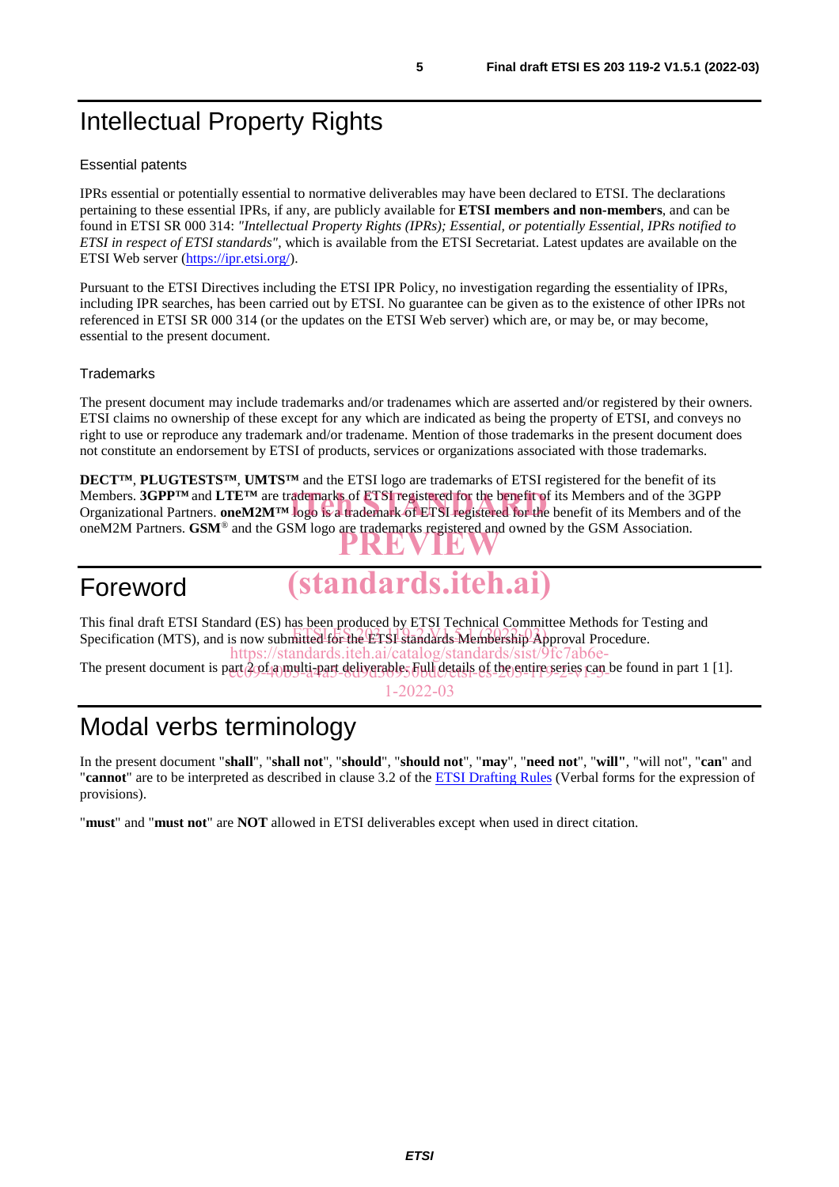# Intellectual Property Rights

## Essential patents

IPRs essential or potentially essential to normative deliverables may have been declared to ETSI. The declarations pertaining to these essential IPRs, if any, are publicly available for **ETSI members and non-members**, and can be found in ETSI SR 000 314: *"Intellectual Property Rights (IPRs); Essential, or potentially Essential, IPRs notified to ETSI in respect of ETSI standards"*, which is available from the ETSI Secretariat. Latest updates are available on the ETSI Web server (https://ipr.etsi.org/).

Pursuant to the ETSI Directives including the ETSI IPR Policy, no investigation regarding the essentiality of IPRs, including IPR searches, has been carried out by ETSI. No guarantee can be given as to the existence of other IPRs not referenced in ETSI SR 000 314 (or the updates on the ETSI Web server) which are, or may be, or may become, essential to the present document.

## Trademarks

The present document may include trademarks and/or tradenames which are asserted and/or registered by their owners. ETSI claims no ownership of these except for any which are indicated as being the property of ETSI, and conveys no right to use or reproduce any trademark and/or tradename. Mention of those trademarks in the present document does not constitute an endorsement by ETSI of products, services or organizations associated with those trademarks.

**DECT™**, **PLUGTESTS™**, **UMTS™** and the ETSI logo are trademarks of ETSI registered for the benefit of its Members. **3GPP™** and **LTE™** are trademarks of ETSI registered for the benefit of its Members and of the 3GPP Organizational Partners. **oneM2M™** logo is a trademark of ETSI registered for the benefit of its Members and of the oneM2M Partners. **GSM**® and the GSM logo are trademarks registered and owned by the GSM Association.

# Foreword

This final draft ETSI Standard (ES) has been produced by ETSI Technical Committee Methods for Testing and Specification (MTS), and is now submitted for the ETSI standards Membership Approval Procedure.

The present document is part 2 of a multi-part deliverable. Full details of the entire series can be found in part 1 [1].

# Modal verbs terminology

In the present document "**shall**", "**shall not**", "**should**", "**should not**", "**may**", "**need not**", "**will**", "will not", "**can**" and "**cannot**" are to be interpreted as described in clause 3.2 of the ETSI Drafting Rules (Verbal forms for the expression of provisions).

"**must**" and "**must not**" are **NOT** allowed in ETSI deliverables except when used in direct citation.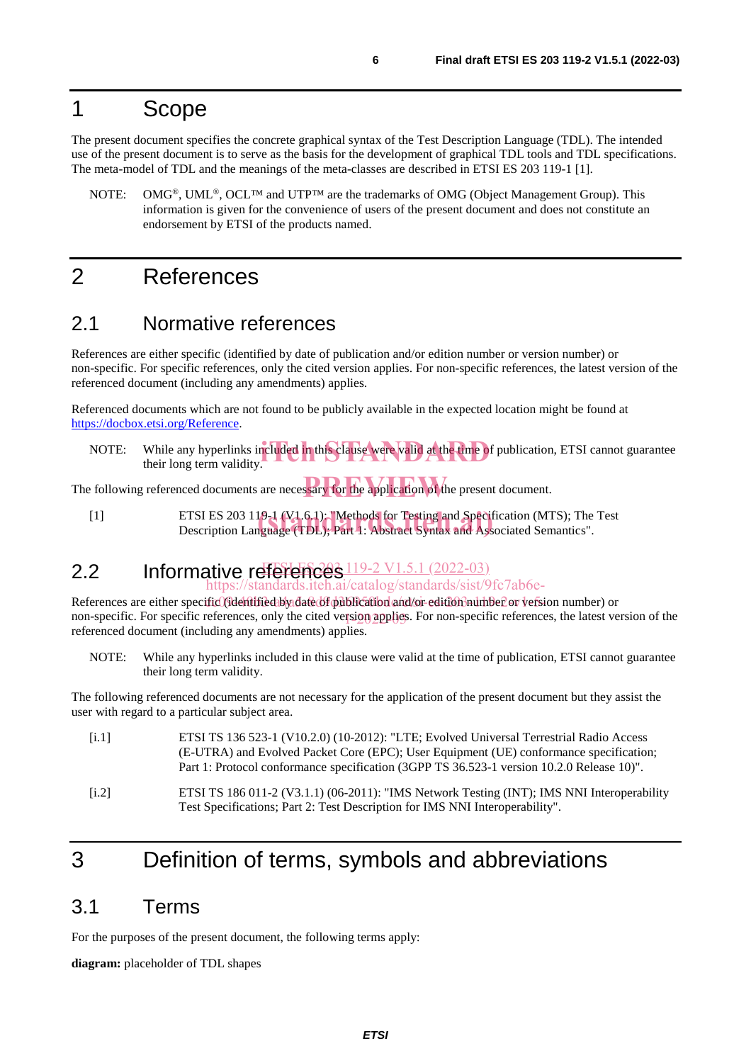# 1 Scope

The present document specifies the concrete graphical syntax of the Test Description Language (TDL). The intended use of the present document is to serve as the basis for the development of graphical TDL tools and TDL specifications. The meta-model of TDL and the meanings of the meta-classes are described in ETSI ES 203 119-1 [1].

NOTE: OMG®, UML®, OCL™ and UTP™ are the trademarks of OMG (Object Management Group). This information is given for the convenience of users of the present document and does not constitute an endorsement by ETSI of the products named.

# 2 References

## 2.1 Normative references

References are either specific (identified by date of publication and/or edition number or version number) or non-specific. For specific references, only the cited version applies. For non-specific references, the latest version of the referenced document (including any amendments) applies.

Referenced documents which are not found to be publicly available in the expected location might be found at https://docbox.etsi.org/Reference.

NOTE: While any hyperlinks included in this clause were valid at the time of publication, ETSI cannot guarantee their long term validity.

The following referenced documents are necessary for the application of the present document.

[1] ETSI ES 203 119-1 (V1.6.1): "Methods for Testing and Specification (MTS); The Test Description Language (TDL); Part 1: Abstract Syntax and Associated Semantics".

## 2.2 Informative references

References are either specific (identified by date of publication and/or edition number or version number) or non-specific. For specific references, only the cited version applies. For non-specific references, the latest version of the referenced document (including any amendments) applies.

NOTE: While any hyperlinks included in this clause were valid at the time of publication, ETSI cannot guarantee their long term validity.

The following referenced documents are not necessary for the application of the present document but they assist the user with regard to a particular subject area.

[i.1] ETSI TS 136 523-1 (V10.2.0) (10-2012): "LTE; Evolved Universal Terrestrial Radio Access (E-UTRA) and Evolved Packet Core (EPC); User Equipment (UE) conformance specification; Part 1: Protocol conformance specification (3GPP TS 36.523-1 version 10.2.0 Release 10)".

[i.2] ETSI TS 186 011-2 (V3.1.1) (06-2011): "IMS Network Testing (INT); IMS NNI Interoperability Test Specifications; Part 2: Test Description for IMS NNI Interoperability".

# 3 Definition of terms, symbols and abbreviations

## 3.1 Terms

For the purposes of the present document, the following terms apply:

**diagram:** placeholder of TDL shapes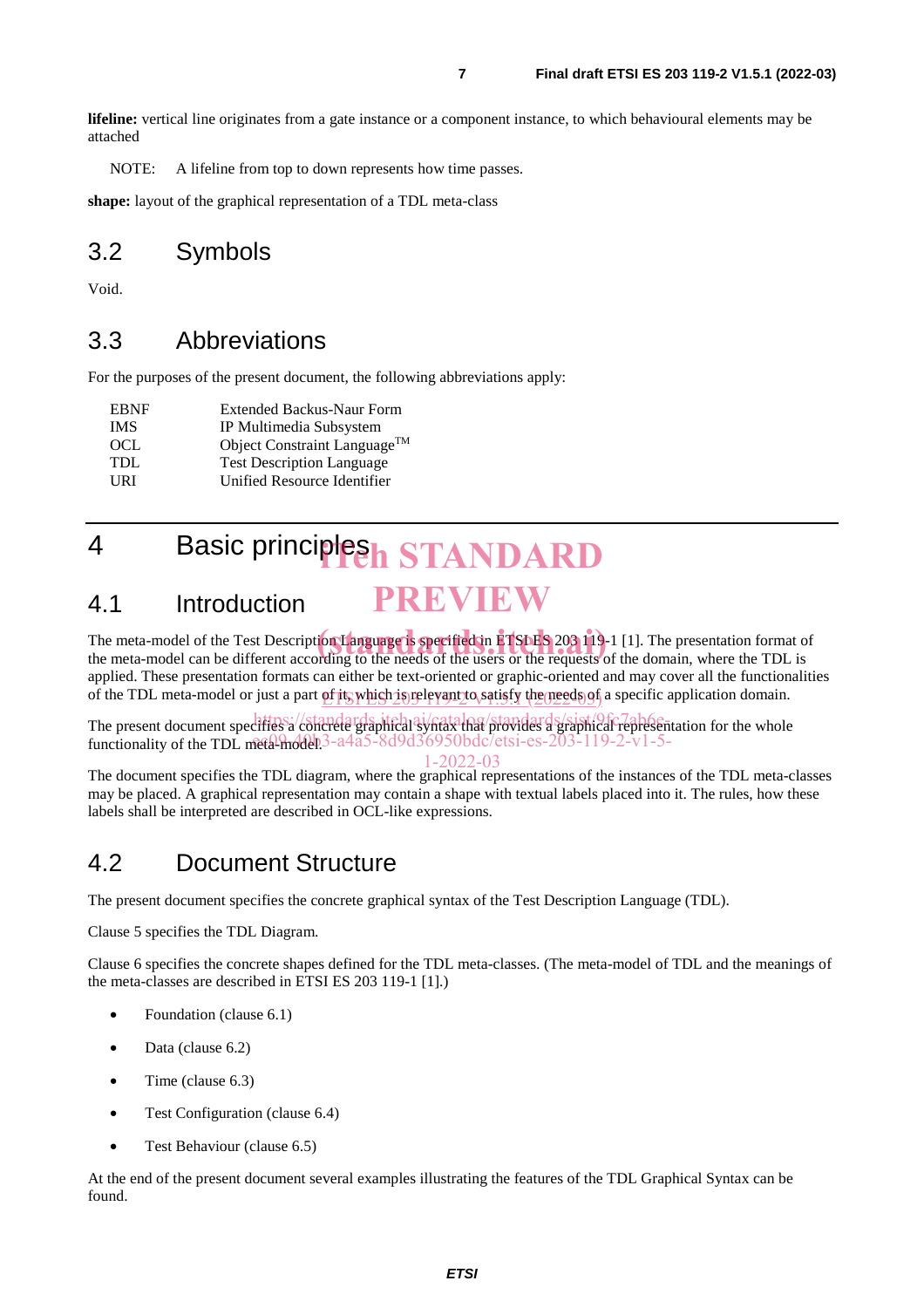**lifeline:** vertical line originates from a gate instance or a component instance, to which behavioural elements may be attached

NOTE: A lifeline from top to down represents how time passes.

**shape:** layout of the graphical representation of a TDL meta-class

## 3.2 Symbols

Void.

## 3.3 Abbreviations

For the purposes of the present document, the following abbreviations apply:

| | |
|---|---|
| EBNF | Extended Backus-Naur Form |
| IMS | IP Multimedia Subsystem |
| OCL | Object Constraint Language™ |
| TDL | Test Description Language |
| URI | Unified Resource Identifier |

# 4 Basic principles

## 4.1 Introduction

The meta-model of the Test Description Language is specified in ETSI ES 203 119-1 [1]. The presentation format of the meta-model can be different according to the needs of the users or the requests of the domain, where the TDL is applied. These presentation formats can either be text-oriented or graphic-oriented and may cover all the functionalities of the TDL meta-model or just a part of it, which is relevant to satisfy the needs of a specific application domain.

The present document specifies a concrete graphical syntax that provides a graphical representation for the whole functionality of the TDL meta-model.

The document specifies the TDL diagram, where the graphical representations of the instances of the TDL meta-classes may be placed. A graphical representation may contain a shape with textual labels placed into it. The rules, how these labels shall be interpreted are described in OCL-like expressions.

## 4.2 Document Structure

The present document specifies the concrete graphical syntax of the Test Description Language (TDL).

Clause 5 specifies the TDL Diagram.

Clause 6 specifies the concrete shapes defined for the TDL meta-classes. (The meta-model of TDL and the meanings of the meta-classes are described in ETSI ES 203 119-1 [1].)

- Foundation (clause 6.1)
- Data (clause 6.2)
- Time (clause 6.3)
- Test Configuration (clause 6.4)
- Test Behaviour (clause 6.5)

At the end of the present document several examples illustrating the features of the TDL Graphical Syntax can be found.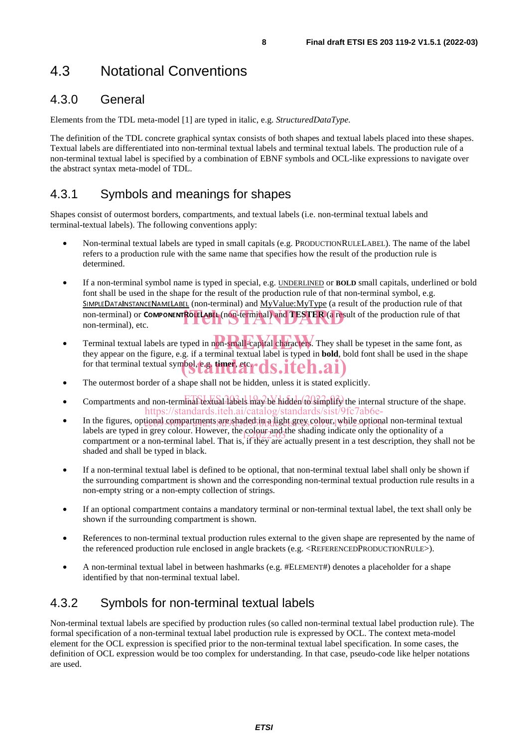# 4.3 Notational Conventions

## 4.3.0 General

Elements from the TDL meta-model [1] are typed in italic, e.g. *StructuredDataType*.

The definition of the TDL concrete graphical syntax consists of both shapes and textual labels placed into these shapes. Textual labels are differentiated into non-terminal textual labels and terminal textual labels. The production rule of a non-terminal textual label is specified by a combination of EBNF symbols and OCL-like expressions to navigate over the abstract syntax meta-model of TDL.

## 4.3.1 Symbols and meanings for shapes

Shapes consist of outermost borders, compartments, and textual labels (i.e. non-terminal textual labels and terminal-textual labels). The following conventions apply:

- Non-terminal textual labels are typed in small capitals (e.g. PRODUCTIONRULELABEL). The name of the label refers to a production rule with the same name that specifies how the result of the production rule is determined.
- If a non-terminal symbol name is typed in special, e.g. <u>UNDERLINED</u> or **BOLD** small capitals, underlined or bold font shall be used in the shape for the result of the production rule of that non-terminal symbol, e.g. <u>SIMPLEDATAINSTANCENAMELABEL</u> (non-terminal) and <u>MyValue:MyType</u> (a result of the production rule of that non-terminal) or **COMPONENTROLELABEL** (non-terminal) and **TESTER** (a result of the production rule of that non-terminal), etc.
- Terminal textual labels are typed in non-small-capital characters. They shall be typeset in the same font, as they appear on the figure, e.g. if a terminal textual label is typed in **bold**, bold font shall be used in the shape for that terminal textual symbol, e.g. **timer**, etc.
- The outermost border of a shape shall not be hidden, unless it is stated explicitly.
- Compartments and non-terminal textual labels may be hidden to simplify the internal structure of the shape.
- In the figures, optional compartments are shaded in a light grey colour, while optional non-terminal textual labels are typed in grey colour. However, the colour and the shading indicate only the optionality of a compartment or a non-terminal label. That is, if they are actually present in a test description, they shall not be shaded and shall be typed in black.
- If a non-terminal textual label is defined to be optional, that non-terminal textual label shall only be shown if the surrounding compartment is shown and the corresponding non-terminal textual production rule results in a non-empty string or a non-empty collection of strings.
- If an optional compartment contains a mandatory terminal or non-terminal textual label, the text shall only be shown if the surrounding compartment is shown.
- References to non-terminal textual production rules external to the given shape are represented by the name of the referenced production rule enclosed in angle brackets (e.g. <REFERENCEDPRODUCTIONRULE>).
- A non-terminal textual label in between hashmarks (e.g. #ELEMENT#) denotes a placeholder for a shape identified by that non-terminal textual label.

## 4.3.2 Symbols for non-terminal textual labels

Non-terminal textual labels are specified by production rules (so called non-terminal textual label production rule). The formal specification of a non-terminal textual label production rule is expressed by OCL. The context meta-model element for the OCL expression is specified prior to the non-terminal textual label specification. In some cases, the definition of OCL expression would be too complex for understanding. In that case, pseudo-code like helper notations are used.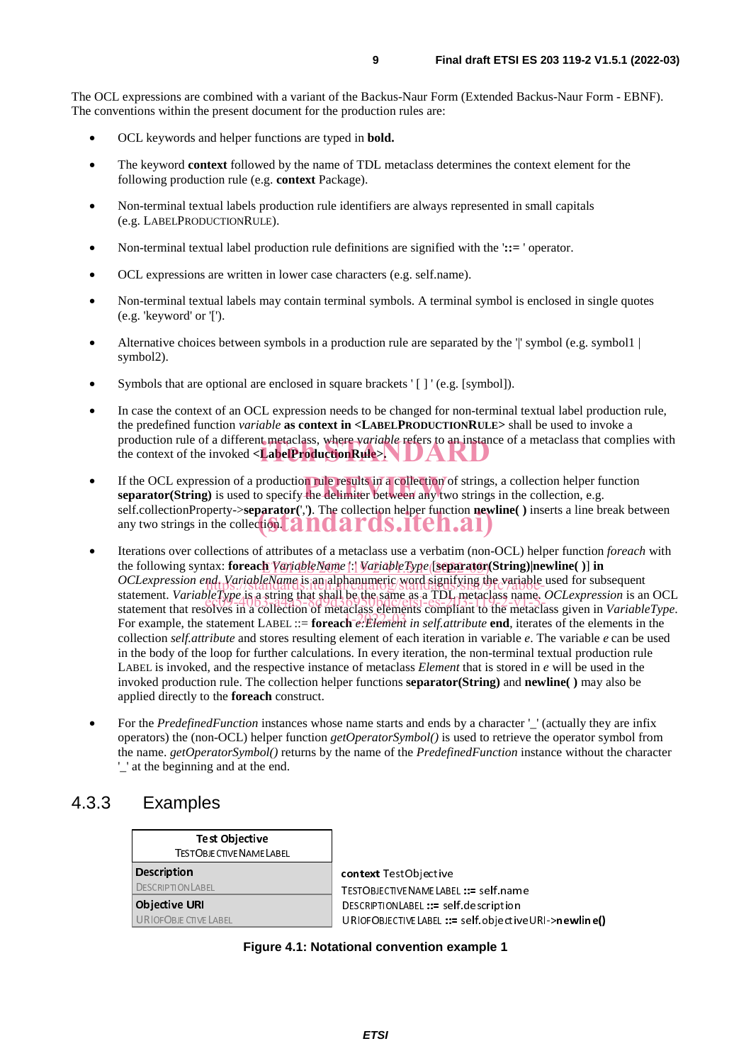The OCL expressions are combined with a variant of the Backus-Naur Form (Extended Backus-Naur Form - EBNF). The conventions within the present document for the production rules are:

- OCL keywords and helper functions are typed in **bold.**
- The keyword **context** followed by the name of TDL metaclass determines the context element for the following production rule (e.g. **context** Package).
- Non-terminal textual labels production rule identifiers are always represented in small capitals (e.g. LABELPRODUCTIONRULE).
- Non-terminal textual label production rule definitions are signified with the '**::=** ' operator.
- OCL expressions are written in lower case characters (e.g. self.name).
- Non-terminal textual labels may contain terminal symbols. A terminal symbol is enclosed in single quotes (e.g. 'keyword' or '[').
- Alternative choices between symbols in a production rule are separated by the '|' symbol (e.g. symbol1 | symbol2).
- Symbols that are optional are enclosed in square brackets ' [ ] ' (e.g. [symbol]).
- In case the context of an OCL expression needs to be changed for non-terminal textual label production rule, the predefined function *variable* **as context in <LABELPRODUCTIONRULE>** shall be used to invoke a production rule of a different metaclass, where *variable* refers to an instance of a metaclass that complies with the context of the invoked **<LabelProductionRule>**.
- If the OCL expression of a production rule results in a collection of strings, a collection helper function **separator(String)** is used to specify the delimiter between any two strings in the collection, e.g. self.collectionProperty->**separator(**',**')**. The collection helper function **newline( )** inserts a line break between any two strings in the collection.
- Iterations over collections of attributes of a metaclass use a verbatim (non-OCL) helper function *foreach* with the following syntax: **foreach** *VariableName* [':' *VariableType* ] [**separator(String)**|**newline( )**] **in** *OCLexpression* **end**. *VariableName* is an alphanumeric word signifying the variable used for subsequent statement. *VariableType* is a string that shall be the same as a TDL metaclass name. *OCLexpression* is an OCL statement that resolves in a collection of metaclass elements compliant to the metaclass given in *VariableType*. For example, the statement LABEL ::= **foreach** *e:Element in self.attribute* **end**, iterates of the elements in the collection *self.attribute* and stores resulting element of each iteration in variable *e*. The variable *e* can be used in the body of the loop for further calculations. In every iteration, the non-terminal textual production rule LABEL is invoked, and the respective instance of metaclass *Element* that is stored in *e* will be used in the invoked production rule. The collection helper functions **separator(String)** and **newline( )** may also be applied directly to the **foreach** construct.
- For the *PredefinedFunction* instances whose name starts and ends by a character '_' (actually they are infix operators) the (non-OCL) helper function *getOperatorSymbol()* is used to retrieve the operator symbol from the name. *getOperatorSymbol()* returns by the name of the *PredefinedFunction* instance without the character '_' at the beginning and at the end.

## 4.3.3 Examples

| **Test Objective**<br>TESTOBJECTIVENAMELABEL |
|---|
| **Description**<br>DESCRIPTIONLABEL |
| **Objective URI**<br>URIOFOBJECTIVELABEL |

```
context TestObjective
TESTOBJECTIVENAMELABEL ::= self.name
DESCRIPTIONLABEL ::= self.description
URIOFOBJECTIVELABEL ::= self.objectiveURI->newline()
```

**Figure 4.1: Notational convention example 1**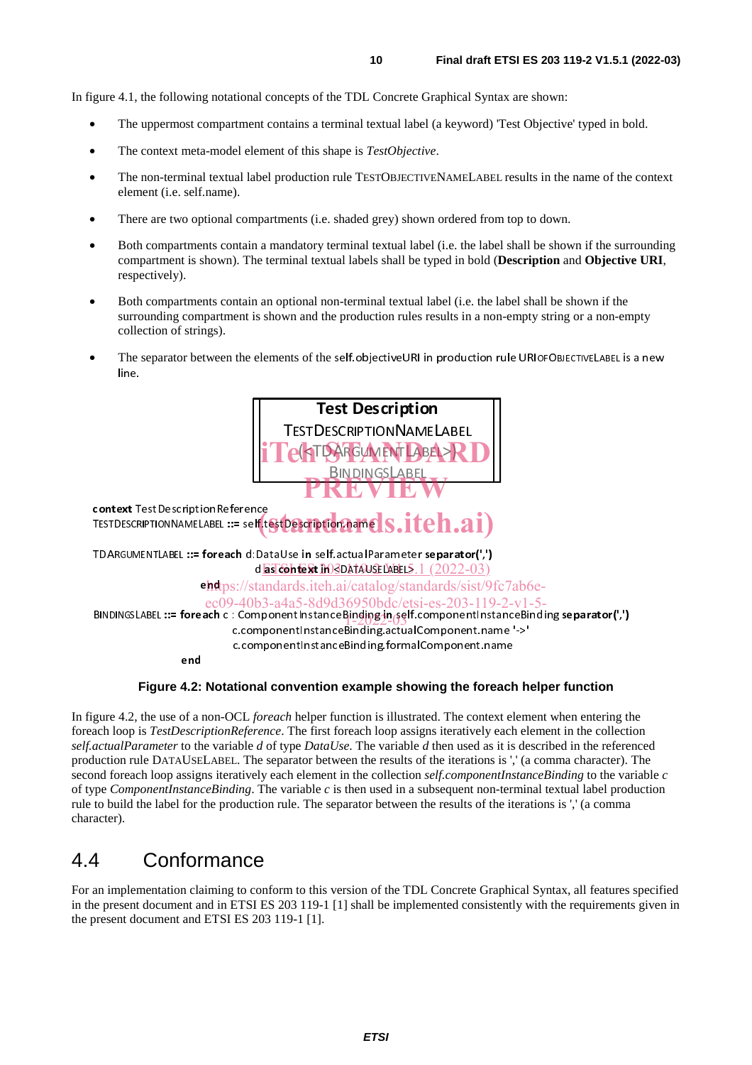In figure 4.1, the following notational concepts of the TDL Concrete Graphical Syntax are shown:

- The uppermost compartment contains a terminal textual label (a keyword) 'Test Objective' typed in bold.
- The context meta-model element of this shape is *TestObjective*.
- The non-terminal textual label production rule TESTOBJECTIVENAMELABEL results in the name of the context element (i.e. self.name).
- There are two optional compartments (i.e. shaded grey) shown ordered from top to down.
- Both compartments contain a mandatory terminal textual label (i.e. the label shall be shown if the surrounding compartment is shown). The terminal textual labels shall be typed in bold (**Description** and **Objective URI**, respectively).
- Both compartments contain an optional non-terminal textual label (i.e. the label shall be shown if the surrounding compartment is shown and the production rules results in a non-empty string or a non-empty collection of strings).
- The separator between the elements of the self.objectiveURI in production rule URIOFOBJECTIVELABEL is a new line.

```
+------------------------------------+
|         Test Description           |
|     TESTDESCRIPTIONNAMELABEL       |
|        (<TDARGUMENTLABEL>)         |
|          BINDINGSLABEL             |
+------------------------------------+

context TestDescriptionReference
TESTDESCRIPTIONNAMELABEL ::= self.testDescription.name

TDARGUMENTLABEL ::= foreach d:DataUse in self.actualParameter separator(',')
                        d as context in <DATAUSELABEL>
                    end
BINDINGSLABEL ::= foreach c : ComponentInstanceBinding in self.componentInstanceBinding separator(',')
                        c.componentInstanceBinding.actualComponent.name '->'
                        c.componentInstanceBinding.formalComponent.name
                  end
```

**Figure 4.2: Notational convention example showing the foreach helper function**

In figure 4.2, the use of a non-OCL *foreach* helper function is illustrated. The context element when entering the foreach loop is *TestDescriptionReference*. The first foreach loop assigns iteratively each element in the collection *self.actualParameter* to the variable *d* of type *DataUse*. The variable *d* then used as it is described in the referenced production rule DATAUSELABEL. The separator between the results of the iterations is ',' (a comma character). The second foreach loop assigns iteratively each element in the collection *self.componentInstanceBinding* to the variable *c* of type *ComponentInstanceBinding*. The variable *c* is then used in a subsequent non-terminal textual label production rule to build the label for the production rule. The separator between the results of the iterations is ',' (a comma character).

## 4.4 Conformance

For an implementation claiming to conform to this version of the TDL Concrete Graphical Syntax, all features specified in the present document and in ETSI ES 203 119-1 [1] shall be implemented consistently with the requirements given in the present document and ETSI ES 203 119-1 [1].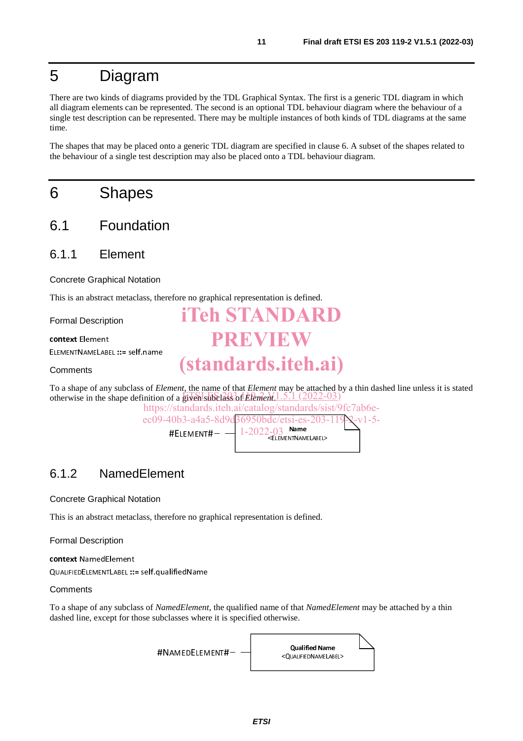# 5 Diagram

There are two kinds of diagrams provided by the TDL Graphical Syntax. The first is a generic TDL diagram in which all diagram elements can be represented. The second is an optional TDL behaviour diagram where the behaviour of a single test description can be represented. There may be multiple instances of both kinds of TDL diagrams at the same time.

The shapes that may be placed onto a generic TDL diagram are specified in clause 6. A subset of the shapes related to the behaviour of a single test description may also be placed onto a TDL behaviour diagram.

# 6 Shapes

## 6.1 Foundation

### 6.1.1 Element

Concrete Graphical Notation

This is an abstract metaclass, therefore no graphical representation is defined.

Formal Description

**context** Element
ELEMENTNAMELABEL **::=** self.name

Comments

To a shape of any subclass of *Element*, the name of that *Element* may be attached by a thin dashed line unless it is stated otherwise in the shape definition of a given subclass of *Element*.

#ELEMENT# — [Name <ELEMENTNAMELABEL>]

### 6.1.2 NamedElement

Concrete Graphical Notation

This is an abstract metaclass, therefore no graphical representation is defined.

Formal Description

**context** NamedElement
QUALIFIEDELEMENTLABEL **::=** self.qualifiedName

Comments

To a shape of any subclass of *NamedElement*, the qualified name of that *NamedElement* may be attached by a thin dashed line, except for those subclasses where it is specified otherwise.

#NAMEDELEMENT# — [Qualified Name <QUALIFIEDNAMELABEL>]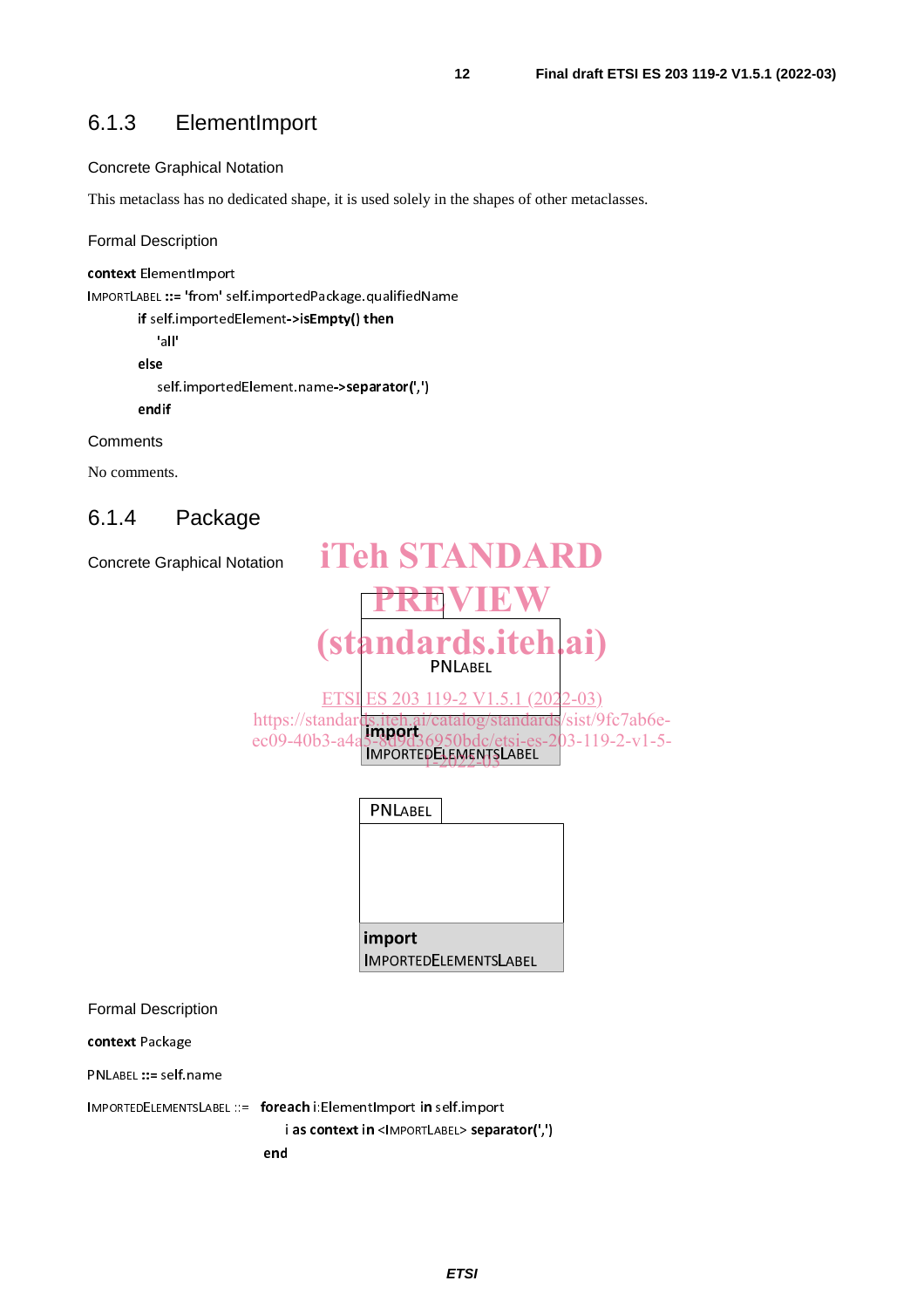### 6.1.3 ElementImport

Concrete Graphical Notation

This metaclass has no dedicated shape, it is used solely in the shapes of other metaclasses.

Formal Description

```
context ElementImport
IMPORTLABEL ::= 'from' self.importedPackage.qualifiedName
        if self.importedElement->isEmpty() then
            'all'
        else
            self.importedElement.name->separator(',')
        endif
```

Comments

No comments.

### 6.1.4 Package

Concrete Graphical Notation

PNLABEL

**import**
IMPORTEDELEMENTSLABEL

PNLABEL

**import**
IMPORTEDELEMENTSLABEL

Formal Description

```
context Package

PNLABEL ::= self.name

IMPORTEDELEMENTSLABEL ::=   foreach i:ElementImport in self.import
                                i as context in <IMPORTLABEL> separator(',')
                            end
```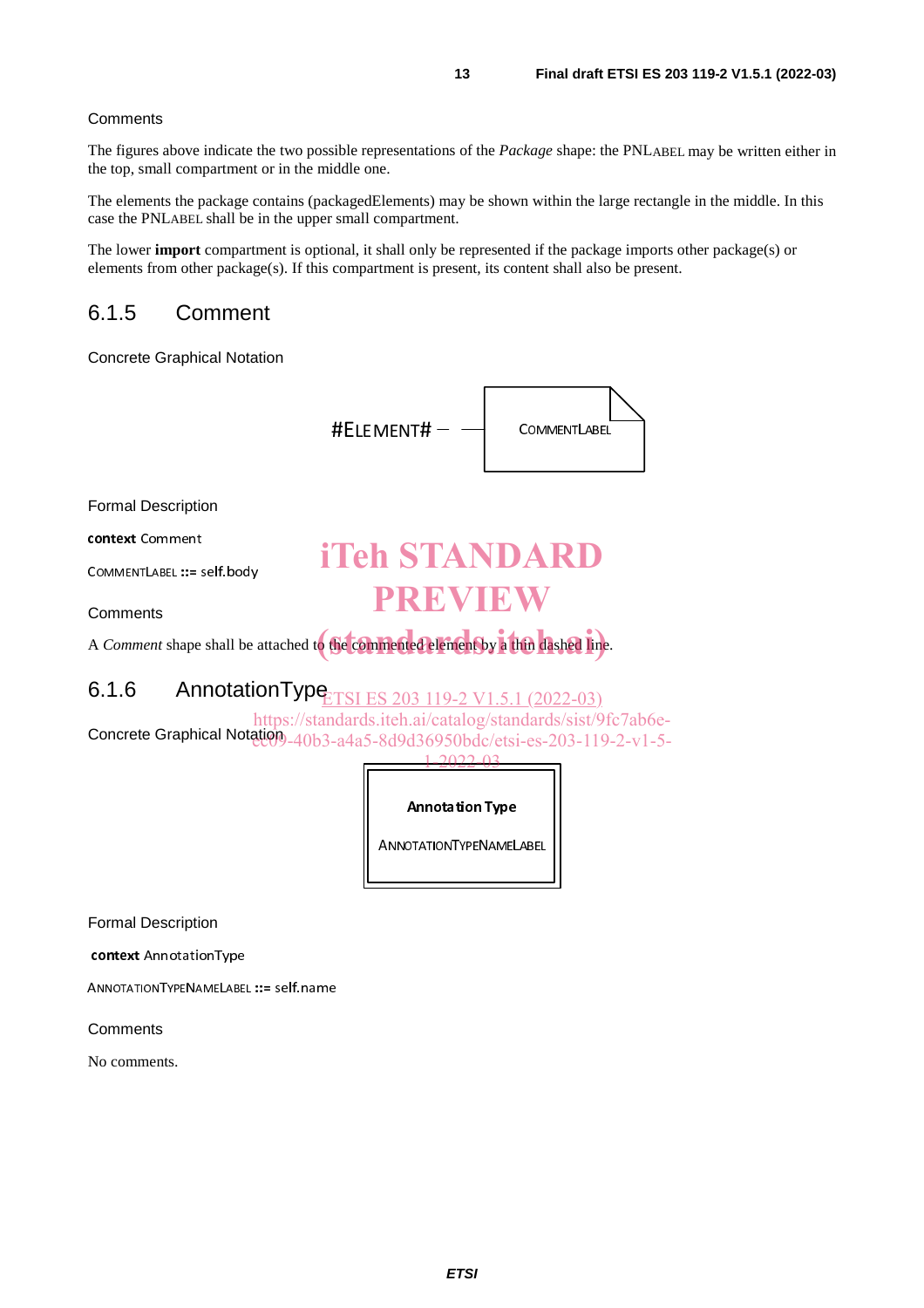Comments

The figures above indicate the two possible representations of the *Package* shape: the PNLABEL may be written either in the top, small compartment or in the middle one.

The elements the package contains (packagedElements) may be shown within the large rectangle in the middle. In this case the PNLABEL shall be in the upper small compartment.

The lower **import** compartment is optional, it shall only be represented if the package imports other package(s) or elements from other package(s). If this compartment is present, its content shall also be present.

### 6.1.5 Comment

Concrete Graphical Notation

#ELEMENT# — — COMMENTLABEL

Formal Description

**context** Comment

COMMENTLABEL **::=** self.body

Comments

A *Comment* shape shall be attached to the commented element by a thin dashed line.

### 6.1.6 AnnotationType

Concrete Graphical Notation

**Annotation Type**

ANNOTATIONTYPENAMELABEL

Formal Description

**context** AnnotationType

ANNOTATIONTYPENAMELABEL **::=** self.name

Comments

No comments.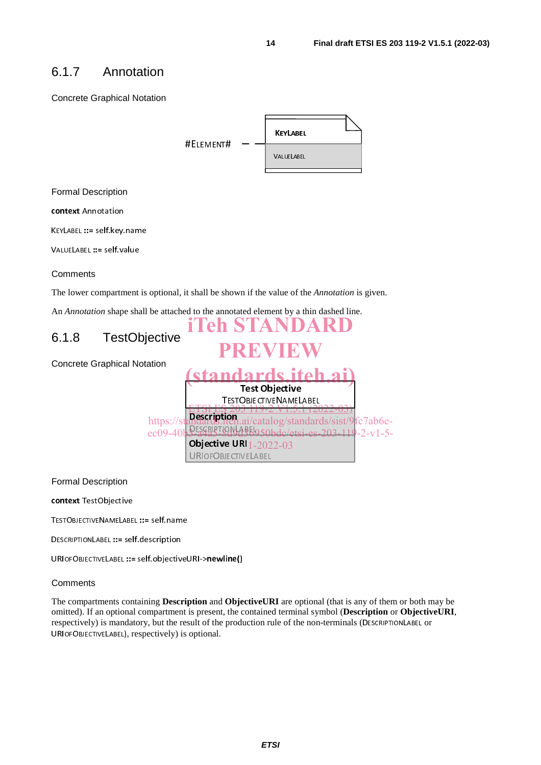### 6.1.7 Annotation

Concrete Graphical Notation

```
#ELEMENT#  — —  +----------------+
                | KEYLABEL       |
                +----------------+
                | VALUELABEL     |
                +----------------+
```

Formal Description

**context** Annotation

KEYLABEL **::=** self.key.name

VALUELABEL **::=** self.value

Comments

The lower compartment is optional, it shall be shown if the value of the *Annotation* is given.

An *Annotation* shape shall be attached to the annotated element by a thin dashed line.

### 6.1.8 TestObjective

Concrete Graphical Notation

```
+--------------------------+
|      Test Objective      |
|  TESTOBJECTIVENAMELABEL  |
+--------------------------+
| Description              |
| DESCRIPTIONLABEL         |
+--------------------------+
| Objective URI            |
| URIOFOBJECTIVELABEL      |
+--------------------------+
```

Formal Description

**context** TestObjective

TESTOBJECTIVENAMELABEL **::=** self.name

DESCRIPTIONLABEL **::=** self.description

URIOFOBJECTIVELABEL **::=** self.objectiveURI->**newline()**

Comments

The compartments containing **Description** and **ObjectiveURI** are optional (that is any of them or both may be omitted). If an optional compartment is present, the contained terminal symbol (**Description** or **ObjectiveURI**, respectively) is mandatory, but the result of the production rule of the non-terminals (DESCRIPTIONLABEL or URIOFOBJECTIVELABEL), respectively) is optional.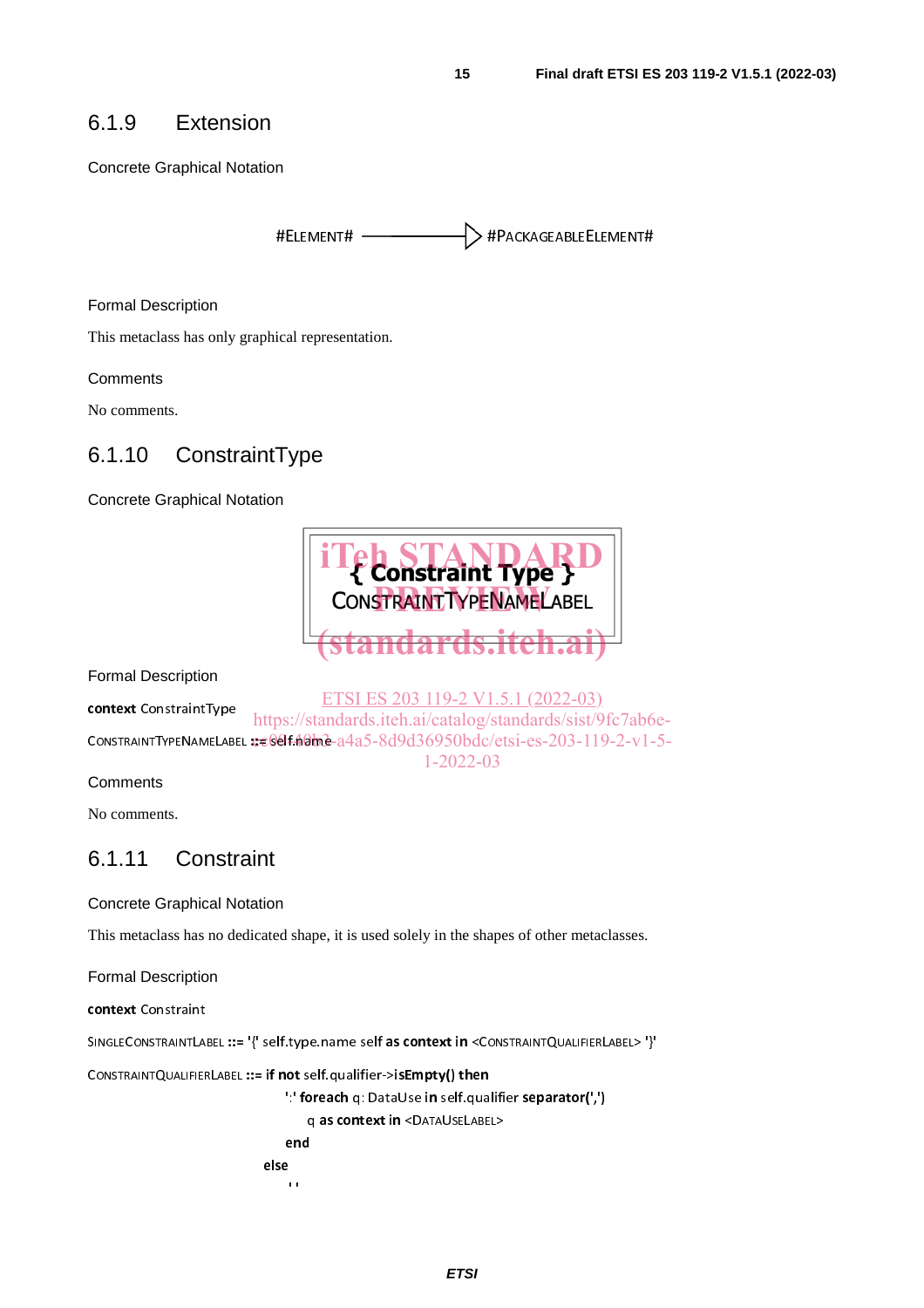### 6.1.9 Extension

Concrete Graphical Notation

#ELEMENT# ————▷ #PACKAGEABLEELEMENT#

Formal Description

This metaclass has only graphical representation.

Comments

No comments.

### 6.1.10 ConstraintType

Concrete Graphical Notation

**{ Constraint Type }**
CONSTRAINTTYPENAMELABEL

Formal Description

**context** ConstraintType

CONSTRAINTTYPENAMELABEL **::=** self.name

Comments

No comments.

### 6.1.11 Constraint

Concrete Graphical Notation

This metaclass has no dedicated shape, it is used solely in the shapes of other metaclasses.

Formal Description

**context** Constraint

SINGLECONSTRAINTLABEL **::=** '{' self.type.name self **as context in** <CONSTRAINTQUALIFIERLABEL> '}'

```
CONSTRAINTQUALIFIERLABEL ::= if not self.qualifier->isEmpty() then
                                 ':' foreach q: DataUse in self.qualifier separator(',')
                                     q as context in <DATAUSELABEL>
                                 end
                             else
                                 ''
```